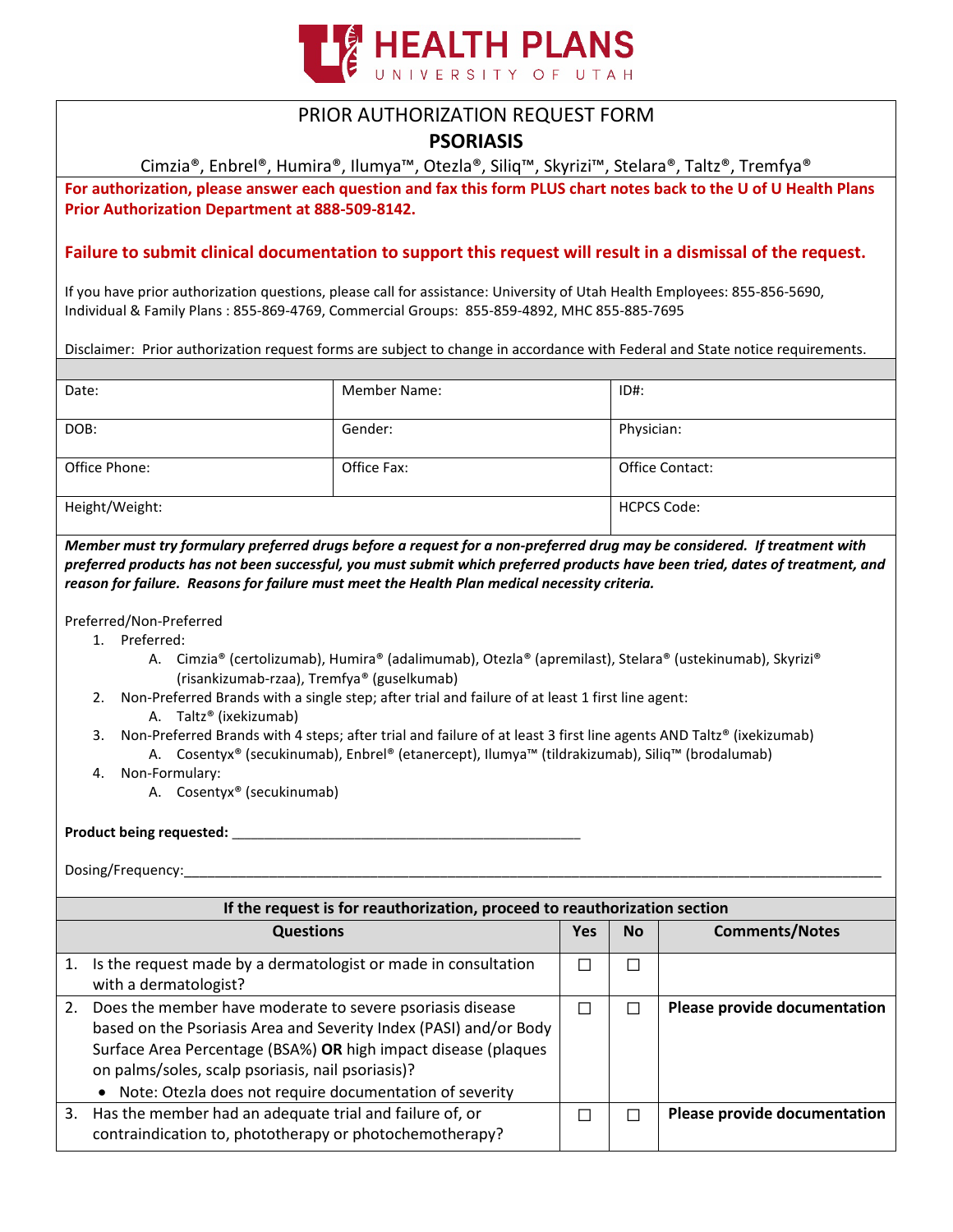# HEALTH PLANS
UNIVERSITY OF UTAH

## PRIOR AUTHORIZATION REQUEST FORM
## PSORIASIS

Cimzia®, Enbrel®, Humira®, Ilumya™, Otezla®, Siliq™, Skyrizi™, Stelara®, Taltz®, Tremfya®

**For authorization, please answer each question and fax this form PLUS chart notes back to the U of U Health Plans Prior Authorization Department at 888-509-8142.**

**Failure to submit clinical documentation to support this request will result in a dismissal of the request.**

If you have prior authorization questions, please call for assistance: University of Utah Health Employees: 855-856-5690, Individual & Family Plans : 855-869-4769, Commercial Groups: 855-859-4892, MHC 855-885-7695

Disclaimer: Prior authorization request forms are subject to change in accordance with Federal and State notice requirements.

| | | |
|---|---|---|
| Date: | Member Name: | ID#: |
| DOB: | Gender: | Physician: |
| Office Phone: | Office Fax: | Office Contact: |
| Height/Weight: | | HCPCS Code: |

***Member must try formulary preferred drugs before a request for a non-preferred drug may be considered. If treatment with preferred products has not been successful, you must submit which preferred products have been tried, dates of treatment, and reason for failure. Reasons for failure must meet the Health Plan medical necessity criteria.***

Preferred/Non-Preferred

1. Preferred:
   - A. Cimzia® (certolizumab), Humira® (adalimumab), Otezla® (apremilast), Stelara® (ustekinumab), Skyrizi® (risankizumab-rzaa), Tremfya® (guselkumab)
2. Non-Preferred Brands with a single step; after trial and failure of at least 1 first line agent:
   - A. Taltz® (ixekizumab)
3. Non-Preferred Brands with 4 steps; after trial and failure of at least 3 first line agents AND Taltz® (ixekizumab)
   - A. Cosentyx® (secukinumab), Enbrel® (etanercept), Ilumya™ (tildrakizumab), Siliq™ (brodalumab)
4. Non-Formulary:
   - A. Cosentyx® (secukinumab)

**Product being requested:** ______________________________________________

Dosing/Frequency:___________________________________________________________________________________________

| **If the request is for reauthorization, proceed to reauthorization section** | | | |
|---|---|---|---|
| **Questions** | **Yes** | **No** | **Comments/Notes** |
| 1. Is the request made by a dermatologist or made in consultation with a dermatologist? | ☐ | ☐ | |
| 2. Does the member have moderate to severe psoriasis disease based on the Psoriasis Area and Severity Index (PASI) and/or Body Surface Area Percentage (BSA%) **OR** high impact disease (plaques on palms/soles, scalp psoriasis, nail psoriasis)?<br>• Note: Otezla does not require documentation of severity | ☐ | ☐ | **Please provide documentation** |
| 3. Has the member had an adequate trial and failure of, or contraindication to, phototherapy or photochemotherapy? | ☐ | ☐ | **Please provide documentation** |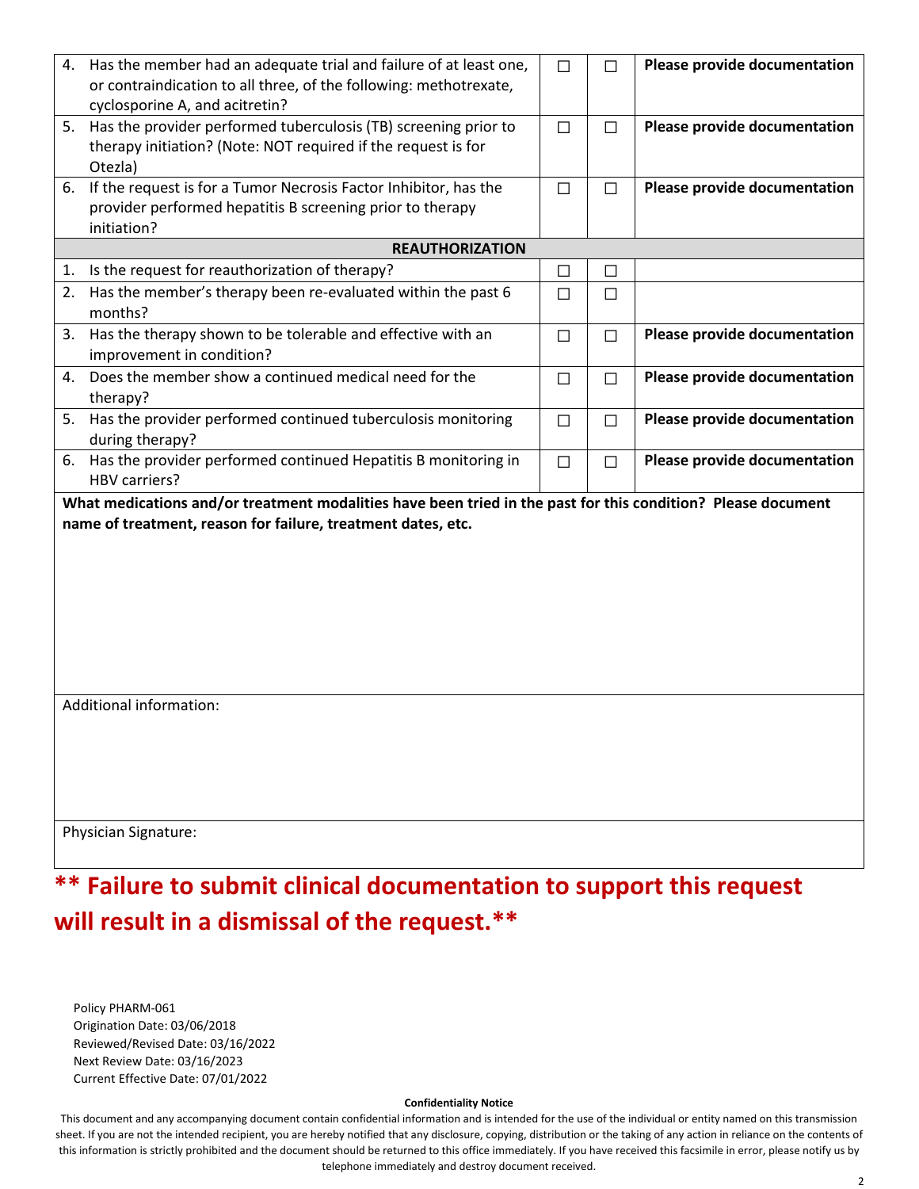| | | | |
|---|---|---|---|
| 4. Has the member had an adequate trial and failure of at least one, or contraindication to all three, of the following: methotrexate, cyclosporine A, and acitretin? | ☐ | ☐ | **Please provide documentation** |
| 5. Has the provider performed tuberculosis (TB) screening prior to therapy initiation? (Note: NOT required if the request is for Otezla) | ☐ | ☐ | **Please provide documentation** |
| 6. If the request is for a Tumor Necrosis Factor Inhibitor, has the provider performed hepatitis B screening prior to therapy initiation? | ☐ | ☐ | **Please provide documentation** |
| **REAUTHORIZATION** | | | |
| 1. Is the request for reauthorization of therapy? | ☐ | ☐ | |
| 2. Has the member's therapy been re-evaluated within the past 6 months? | ☐ | ☐ | |
| 3. Has the therapy shown to be tolerable and effective with an improvement in condition? | ☐ | ☐ | **Please provide documentation** |
| 4. Does the member show a continued medical need for the therapy? | ☐ | ☐ | **Please provide documentation** |
| 5. Has the provider performed continued tuberculosis monitoring during therapy? | ☐ | ☐ | **Please provide documentation** |
| 6. Has the provider performed continued Hepatitis B monitoring in HBV carriers? | ☐ | ☐ | **Please provide documentation** |

**What medications and/or treatment modalities have been tried in the past for this condition? Please document name of treatment, reason for failure, treatment dates, etc.**

Additional information:

Physician Signature:

## ** Failure to submit clinical documentation to support this request will result in a dismissal of the request.**

Policy PHARM-061
Origination Date: 03/06/2018
Reviewed/Revised Date: 03/16/2022
Next Review Date: 03/16/2023
Current Effective Date: 07/01/2022

**Confidentiality Notice**

This document and any accompanying document contain confidential information and is intended for the use of the individual or entity named on this transmission sheet. If you are not the intended recipient, you are hereby notified that any disclosure, copying, distribution or the taking of any action in reliance on the contents of this information is strictly prohibited and the document should be returned to this office immediately. If you have received this facsimile in error, please notify us by telephone immediately and destroy document received.